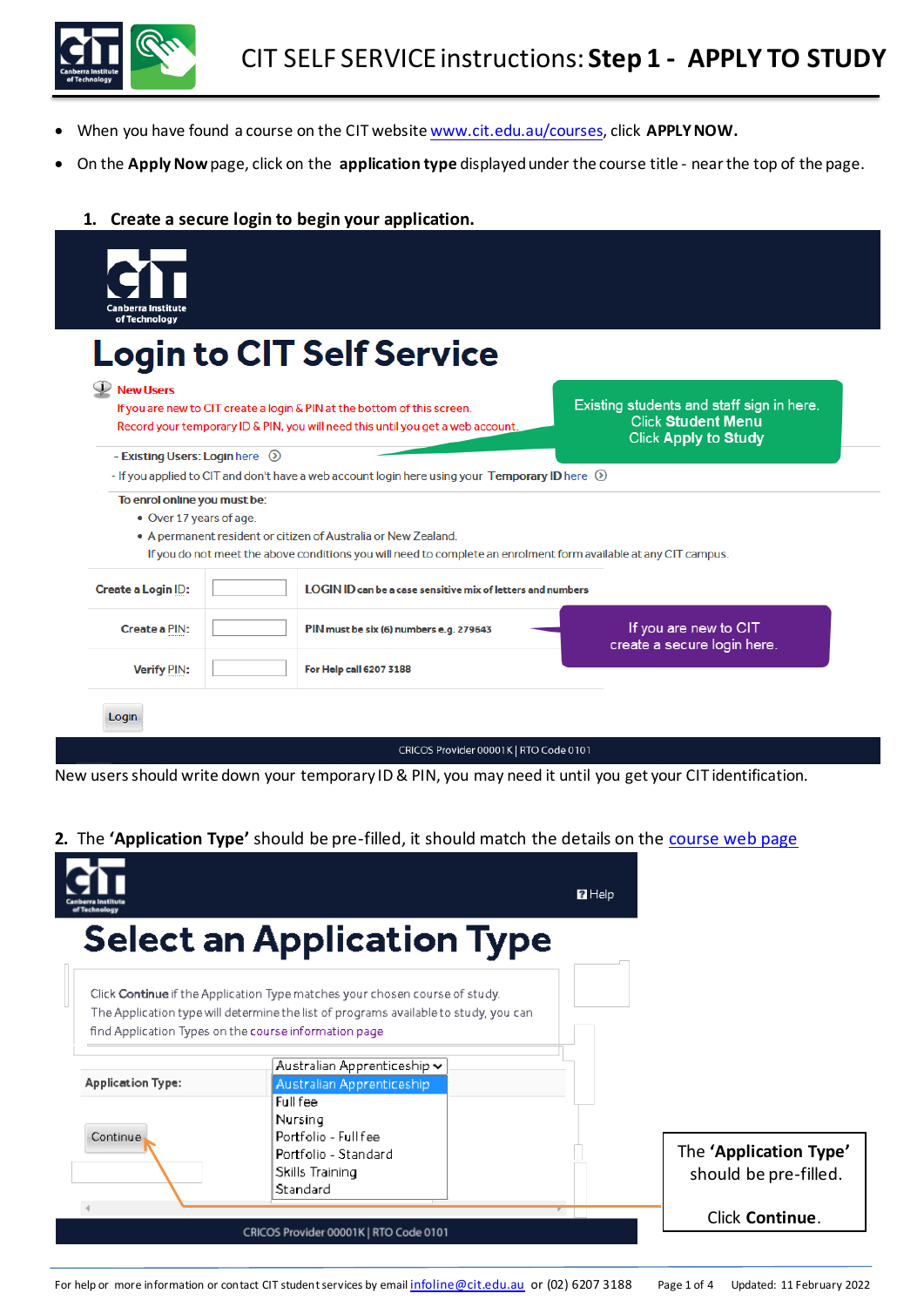# CIT SELF SERVICE instructions: **Step 1 - APPLY TO STUDY**

- When you have found a course on the CIT website www.cit.edu.au/courses, click **APPLY NOW.**
- On the **Apply Now** page, click on the **application type** displayed under the course title - near the top of the page.

## 1. Create a secure login to begin your application.

# Login to CIT Self Service

**New Users**

If you are new to CIT create a login & PIN at the bottom of this screen.
Record your temporary ID & PIN, you will need this until you get a web account.

Existing students and staff sign in here.
Click **Student Menu**
Click **Apply to Study**

- Existing Users: Login here
- If you applied to CIT and don't have a web account login here using your **Temporary ID** here

**To enrol online you must be:**

- Over 17 years of age.
- A permanent resident or citizen of Australia or New Zealand.

If you do not meet the above conditions you will need to complete an enrolment form available at any CIT campus.

| | | |
|---|---|---|
| Create a Login ID: | | LOGIN ID can be a case sensitive mix of letters and numbers |
| Create a PIN: | | PIN must be six (6) numbers e.g. 279643 |
| Verify PIN: | | For Help call 6207 3188 |

If you are new to CIT create a secure login here.

Login

CRICOS Provider 00001K | RTO Code 0101

New users should write down your temporary ID & PIN, you may need it until you get your CIT identification.

## 2. The **'Application Type'** should be pre-filled, it should match the details on the course web page

Help

# Select an Application Type

Click **Continue** if the Application Type matches your chosen course of study.
The Application type will determine the list of programs available to study, you can find Application Types on the course information page

Application Type: Australian Apprenticeship

- Australian Apprenticeship
- Full fee
- Nursing
- Portfolio - Full fee
- Portfolio - Standard
- Skills Training
- Standard

Continue

CRICOS Provider 00001K | RTO Code 0101

The **'Application Type'** should be pre-filled.

Click **Continue**.

For help or more information or contact CIT student services by email infoline@cit.edu.au or (02) 6207 3188 Updated: 11 February 2022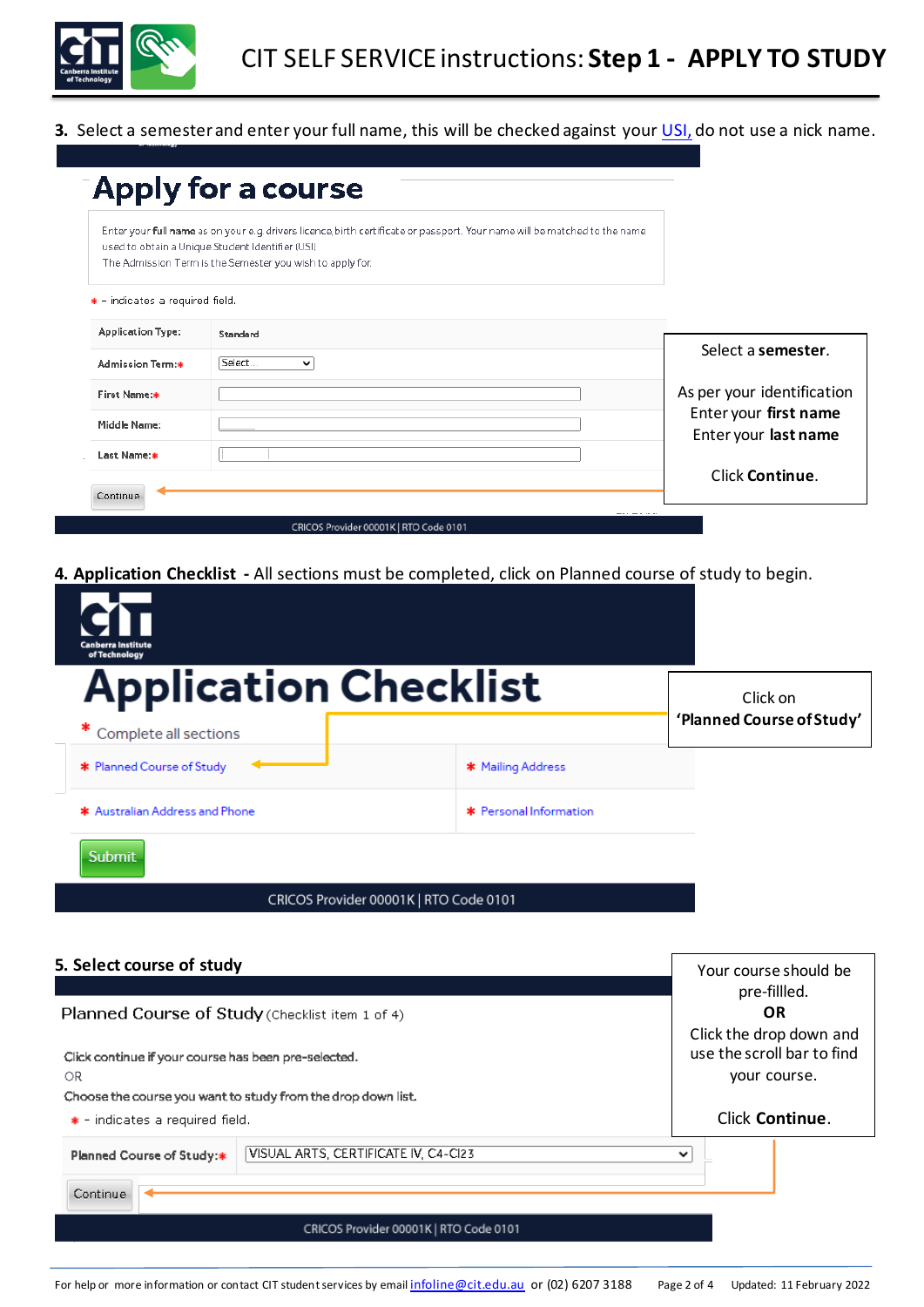**3.** Select a semester and enter your full name, this will be checked against your USI, do not use a nick name.

# Apply for a course

Enter your **full name** as on your e.g drivers licence, birth certificate or passport. Your name will be matched to the name used to obtain a Unique Student Identifier (USI)
The Admission Term is the Semester you wish to apply for.

* – indicates a required field.

| | |
|---|---|
| Application Type: | Standard |
| Admission Term:* | Select |
| First Name:* | |
| Middle Name: | |
| Last Name:* | |

Continue

Select a **semester**.

As per your identification
Enter your **first name**
Enter your **last name**

Click **Continue**.

CRICOS Provider 00001K | RTO Code 0101

**4. Application Checklist** - All sections must be completed, click on Planned course of study to begin.

# Application Checklist

* Complete all sections

| | |
|---|---|
| * Planned Course of Study | * Mailing Address |
| * Australian Address and Phone | * Personal Information |

Submit

Click on
**'Planned Course of Study'**

CRICOS Provider 00001K | RTO Code 0101

**5. Select course of study**

Planned Course of Study (Checklist item 1 of 4)

Click continue if your course has been pre-selected.
OR
Choose the course you want to study from the drop down list.
* - indicates a required field.

Planned Course of Study:* VISUAL ARTS, CERTIFICATE IV, C4-CI23

Continue

Your course should be pre-fillled.
**OR**
Click the drop down and use the scroll bar to find your course.

Click **Continue**.

CRICOS Provider 00001K | RTO Code 0101

For help or more information or contact CIT student services by email infoline@cit.edu.au or (02) 6207 3188 Updated: 11 February 2022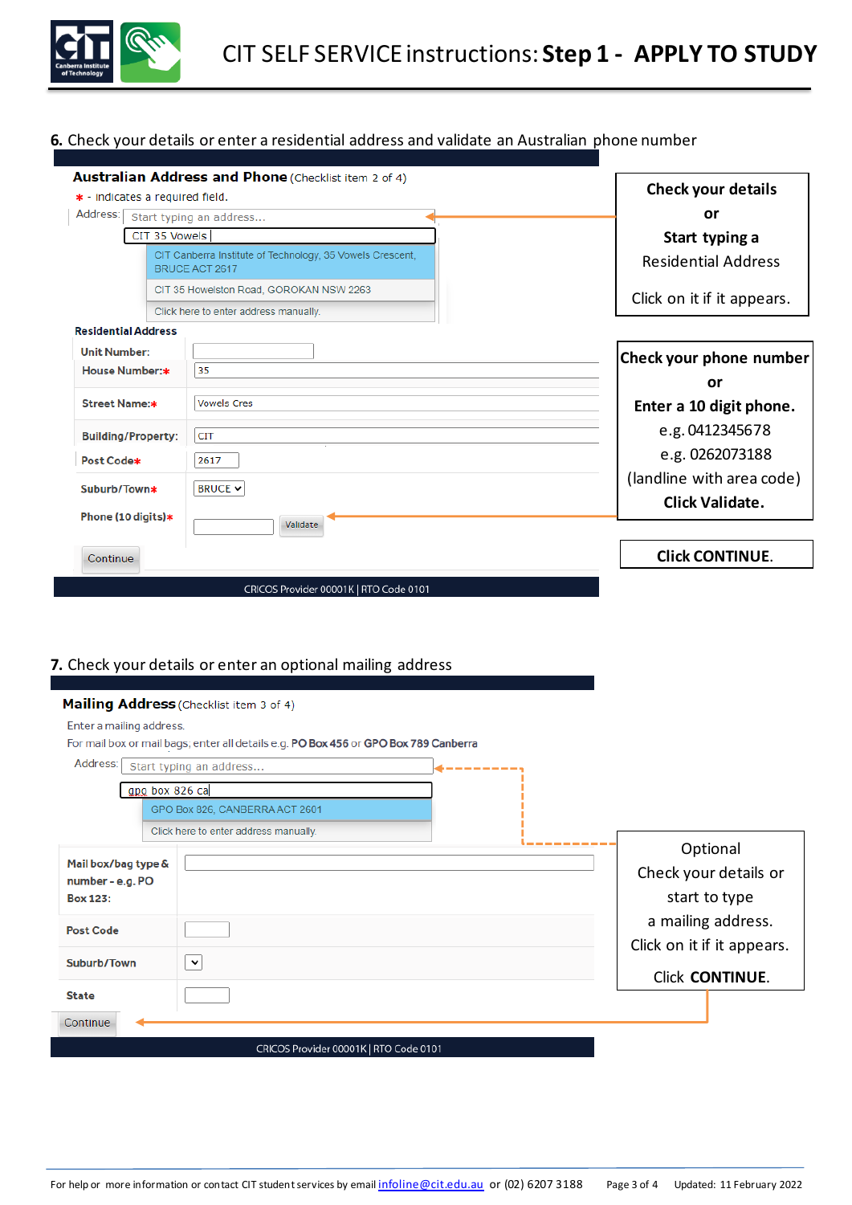**6.** Check your details or enter a residential address and validate an Australian phone number

**Australian Address and Phone** (Checklist item 2 of 4)

\* - indicates a required field.

Address: Start typing an address...

CIT 35 Vowels

CIT Canberra Institute of Technology, 35 Vowels Crescent, BRUCE ACT 2617

CIT 35 Howelston Road, GOROKAN NSW 2263

Click here to enter address manually.

**Residential Address**

| | |
|---|---|
| Unit Number: | |
| House Number:* | 35 |
| Street Name:* | Vowels Cres |
| Building/Property: | CIT |
| Post Code* | 2617 |
| Suburb/Town* | BRUCE |
| Phone (10 digits)* | Validate |

Continue

CRICOS Provider 00001K | RTO Code 0101

**Check your details**
**or**
**Start typing a** Residential Address

Click on it if it appears.

**Check your phone number**
**or**
**Enter a 10 digit phone.**
e.g. 0412345678
e.g. 0262073188
(landline with area code)
**Click Validate.**

**Click CONTINUE.**

**7.** Check your details or enter an optional mailing address

**Mailing Address** (Checklist item 3 of 4)

Enter a mailing address.

For mail box or mail bags, enter all details e.g. **PO Box 456** or **GPO Box 789 Canberra**

Address: Start typing an address...

gpo box 826 ca

GPO Box 826, CANBERRA ACT 2601

Click here to enter address manually.

| | |
|---|---|
| Mail box/bag type & number - e.g. PO Box 123: | |
| Post Code | |
| Suburb/Town | |
| State | |

Continue

CRICOS Provider 00001K | RTO Code 0101

Optional
Check your details or start to type a mailing address.
Click on it if it appears.

Click **CONTINUE**.

For help or more information or contact CIT student services by email infoline@cit.edu.au or (02) 6207 3188 Updated: 11 February 2022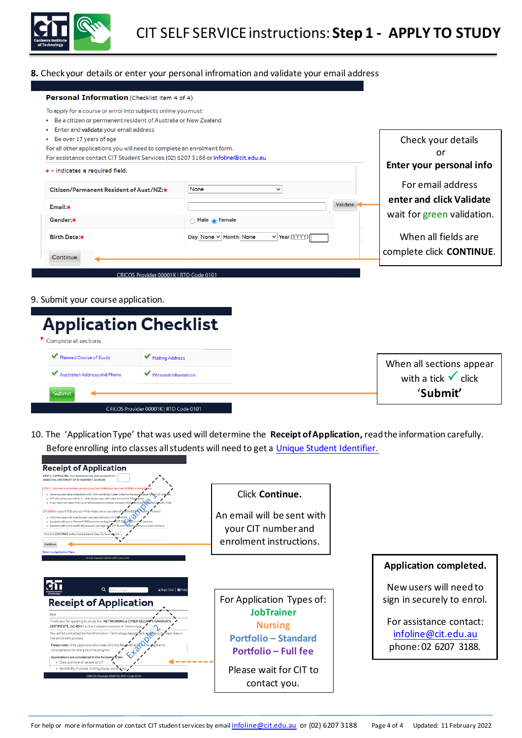# CIT SELF SERVICE instructions: **Step 1 - APPLY TO STUDY**

**8.** Check your details or enter your personal infromation and validate your email address

**Personal Information** (Checklist item 4 of 4)

To apply for a course or enrol into subjects online you must:

- Be a citizen or permanent resident of Australia or New Zealand
- Enter and **validate** your email address
- Be over 17 years of age

For all other applications you will need to complete an enrolment form.
For assistance contact CIT Student Services (02) 6207 3188 or infoline@cit.edu.au

* - indicates a required field.

| | |
|---|---|
| Citizen/Permanent Resident of Aust/NZ:* | None |
| Email:* | Validate |
| Gender:* | Male / Female |
| Birth Date:* | Day None Month None Year (YYYY) |

Continue

CRICOS Provider 00001K | RTO Code 0101

Check your details
or
**Enter your personal info**

For email address **enter and click Validate** wait for green validation.

When all fields are complete click **CONTINUE**.

9. Submit your course application.

## Application Checklist

* Complete all sections

| | |
|---|---|
| ✓ Planned Course of Study | ✓ Mailing Address |
| ✓ Australian Address and Phone | ✓ Personal Information |

Submit

CRICOS Provider 00001K | RTO Code 0101

When all sections appear with a tick ✓ click **'Submit'**

10. The 'Application Type' that was used will determine the **Receipt of Application,** read the information carefully.
Before enrolling into classes all students will need to get a Unique Student Identifier.

**Receipt of Application** (Example 1)

Click **Continue.**

An email will be sent with your CIT number and enrolment instructions.

**Receipt of Application** (Example 2)

For Application Types of:
**JobTrainer**
**Nursing**
**Portfolio – Standard**
**Portfolio – Full fee**

Please wait for CIT to contact you.

**Application completed.**

New users will need to sign in securely to enrol.

For assistance contact:
infoline@cit.edu.au
phone: 02 6207 3188.

For help or more information or contact CIT student services by email infoline@cit.edu.au or (02) 6207 3188 Updated: 11 February 2022